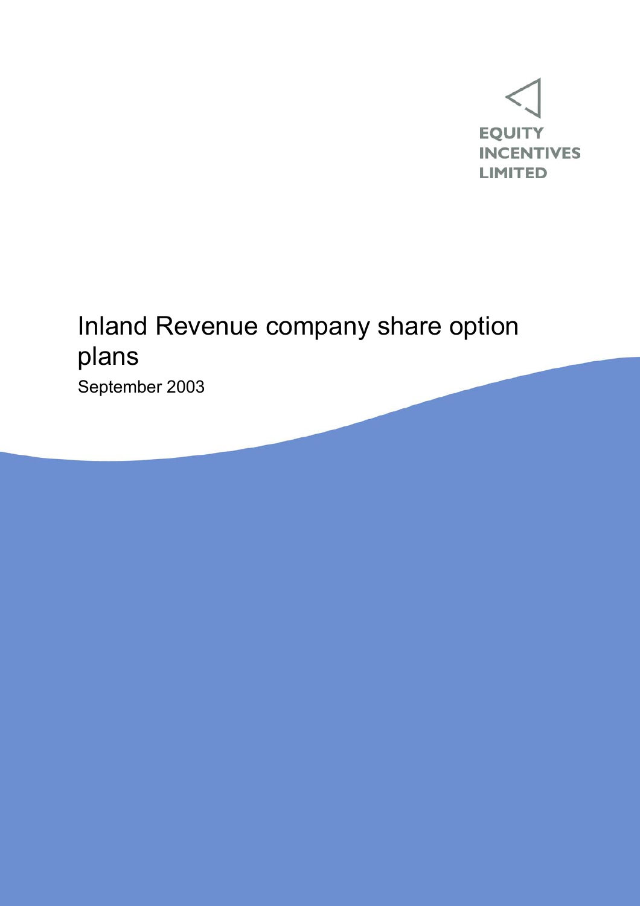EQUITY
INCENTIVES
LIMITED

# Inland Revenue company share option plans

September 2003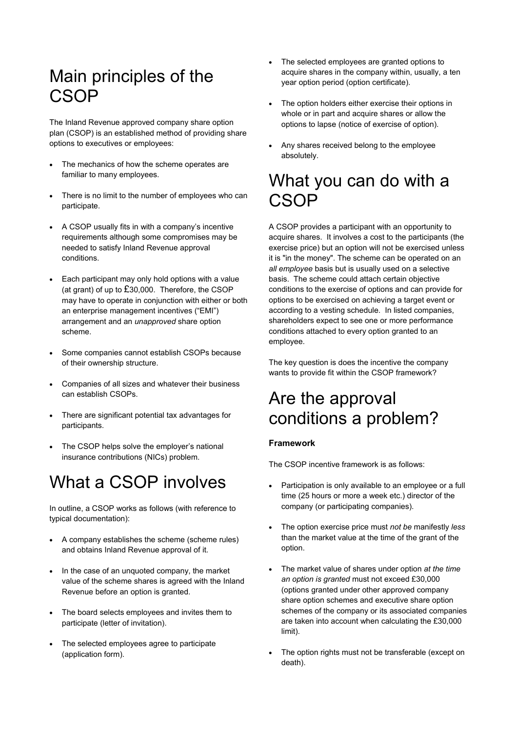# Main principles of the CSOP

The Inland Revenue approved company share option plan (CSOP) is an established method of providing share options to executives or employees:

- The mechanics of how the scheme operates are familiar to many employees.
- There is no limit to the number of employees who can participate.
- A CSOP usually fits in with a company's incentive requirements although some compromises may be needed to satisfy Inland Revenue approval conditions.
- Each participant may only hold options with a value (at grant) of up to £30,000. Therefore, the CSOP may have to operate in conjunction with either or both an enterprise management incentives ("EMI") arrangement and an *unapproved* share option scheme.
- Some companies cannot establish CSOPs because of their ownership structure.
- Companies of all sizes and whatever their business can establish CSOPs.
- There are significant potential tax advantages for participants.
- The CSOP helps solve the employer's national insurance contributions (NICs) problem.

# What a CSOP involves

In outline, a CSOP works as follows (with reference to typical documentation):

- A company establishes the scheme (scheme rules) and obtains Inland Revenue approval of it.
- In the case of an unquoted company, the market value of the scheme shares is agreed with the Inland Revenue before an option is granted.
- The board selects employees and invites them to participate (letter of invitation).
- The selected employees agree to participate (application form).
- The selected employees are granted options to acquire shares in the company within, usually, a ten year option period (option certificate).
- The option holders either exercise their options in whole or in part and acquire shares or allow the options to lapse (notice of exercise of option).
- Any shares received belong to the employee absolutely.

# What you can do with a CSOP

A CSOP provides a participant with an opportunity to acquire shares. It involves a cost to the participants (the exercise price) but an option will not be exercised unless it is "in the money". The scheme can be operated on an *all employee* basis but is usually used on a selective basis. The scheme could attach certain objective conditions to the exercise of options and can provide for options to be exercised on achieving a target event or according to a vesting schedule. In listed companies, shareholders expect to see one or more performance conditions attached to every option granted to an employee.

The key question is does the incentive the company wants to provide fit within the CSOP framework?

# Are the approval conditions a problem?

**Framework**

The CSOP incentive framework is as follows:

- Participation is only available to an employee or a full time (25 hours or more a week etc.) director of the company (or participating companies).
- The option exercise price must *not be* manifestly *less* than the market value at the time of the grant of the option.
- The market value of shares under option *at the time an option is granted* must not exceed £30,000 (options granted under other approved company share option schemes and executive share option schemes of the company or its associated companies are taken into account when calculating the £30,000 limit).
- The option rights must not be transferable (except on death).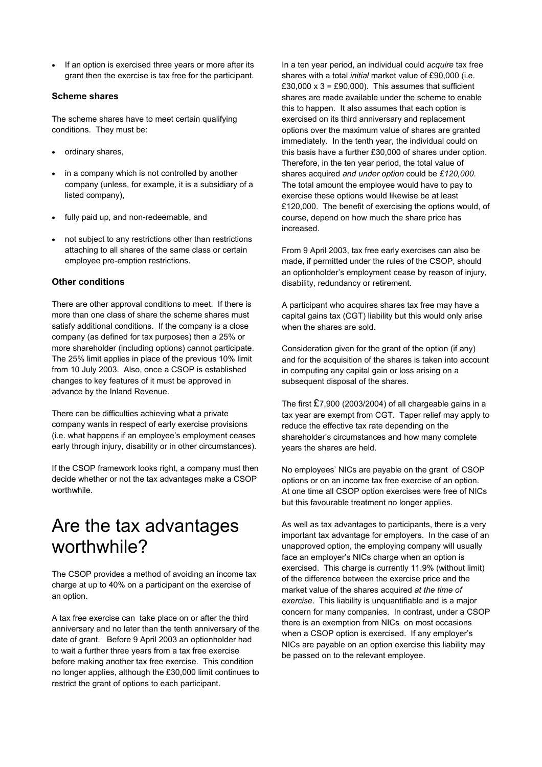- If an option is exercised three years or more after its grant then the exercise is tax free for the participant.

### Scheme shares

The scheme shares have to meet certain qualifying conditions. They must be:

- ordinary shares,
- in a company which is not controlled by another company (unless, for example, it is a subsidiary of a listed company),
- fully paid up, and non-redeemable, and
- not subject to any restrictions other than restrictions attaching to all shares of the same class or certain employee pre-emption restrictions.

### Other conditions

There are other approval conditions to meet. If there is more than one class of share the scheme shares must satisfy additional conditions. If the company is a close company (as defined for tax purposes) then a 25% or more shareholder (including options) cannot participate. The 25% limit applies in place of the previous 10% limit from 10 July 2003. Also, once a CSOP is established changes to key features of it must be approved in advance by the Inland Revenue.

There can be difficulties achieving what a private company wants in respect of early exercise provisions (i.e. what happens if an employee's employment ceases early through injury, disability or in other circumstances).

If the CSOP framework looks right, a company must then decide whether or not the tax advantages make a CSOP worthwhile.

# Are the tax advantages worthwhile?

The CSOP provides a method of avoiding an income tax charge at up to 40% on a participant on the exercise of an option.

A tax free exercise can take place on or after the third anniversary and no later than the tenth anniversary of the date of grant. Before 9 April 2003 an optionholder had to wait a further three years from a tax free exercise before making another tax free exercise. This condition no longer applies, although the £30,000 limit continues to restrict the grant of options to each participant.

In a ten year period, an individual could *acquire* tax free shares with a total *initial* market value of £90,000 (i.e. £30,000 x 3 = £90,000). This assumes that sufficient shares are made available under the scheme to enable this to happen. It also assumes that each option is exercised on its third anniversary and replacement options over the maximum value of shares are granted immediately. In the tenth year, the individual could on this basis have a further £30,000 of shares under option. Therefore, in the ten year period, the total value of shares acquired *and under option* could be *£120,000.* The total amount the employee would have to pay to exercise these options would likewise be at least £120,000. The benefit of exercising the options would, of course, depend on how much the share price has increased.

From 9 April 2003, tax free early exercises can also be made, if permitted under the rules of the CSOP, should an optionholder's employment cease by reason of injury, disability, redundancy or retirement.

A participant who acquires shares tax free may have a capital gains tax (CGT) liability but this would only arise when the shares are sold.

Consideration given for the grant of the option (if any) and for the acquisition of the shares is taken into account in computing any capital gain or loss arising on a subsequent disposal of the shares.

The first £7,900 (2003/2004) of all chargeable gains in a tax year are exempt from CGT. Taper relief may apply to reduce the effective tax rate depending on the shareholder's circumstances and how many complete years the shares are held.

No employees' NICs are payable on the grant of CSOP options or on an income tax free exercise of an option. At one time all CSOP option exercises were free of NICs but this favourable treatment no longer applies.

As well as tax advantages to participants, there is a very important tax advantage for employers. In the case of an unapproved option, the employing company will usually face an employer's NICs charge when an option is exercised. This charge is currently 11.9% (without limit) of the difference between the exercise price and the market value of the shares acquired *at the time of exercise*. This liability is unquantifiable and is a major concern for many companies. In contrast, under a CSOP there is an exemption from NICs on most occasions when a CSOP option is exercised. If any employer's NICs are payable on an option exercise this liability may be passed on to the relevant employee.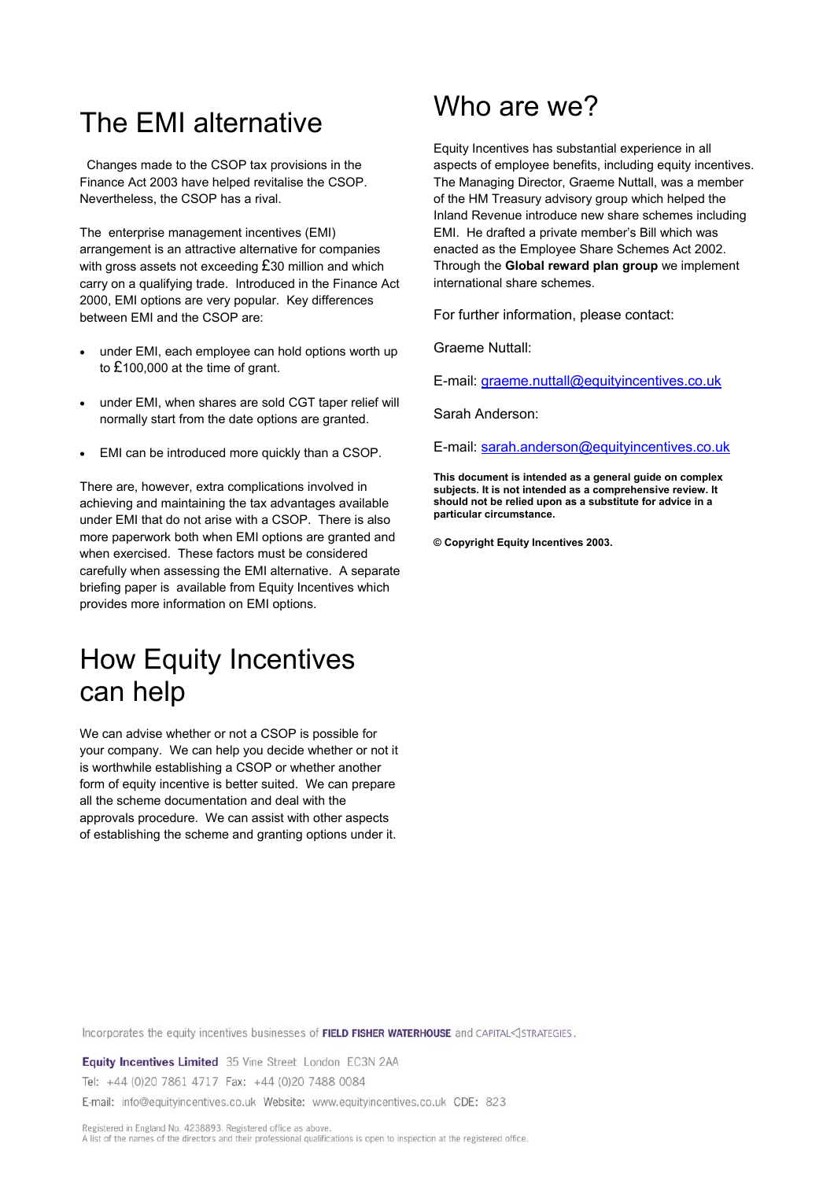# The EMI alternative

Changes made to the CSOP tax provisions in the Finance Act 2003 have helped revitalise the CSOP. Nevertheless, the CSOP has a rival.

The enterprise management incentives (EMI) arrangement is an attractive alternative for companies with gross assets not exceeding £30 million and which carry on a qualifying trade. Introduced in the Finance Act 2000, EMI options are very popular. Key differences between EMI and the CSOP are:

- under EMI, each employee can hold options worth up to £100,000 at the time of grant.
- under EMI, when shares are sold CGT taper relief will normally start from the date options are granted.
- EMI can be introduced more quickly than a CSOP.

There are, however, extra complications involved in achieving and maintaining the tax advantages available under EMI that do not arise with a CSOP. There is also more paperwork both when EMI options are granted and when exercised. These factors must be considered carefully when assessing the EMI alternative. A separate briefing paper is available from Equity Incentives which provides more information on EMI options.

# How Equity Incentives can help

We can advise whether or not a CSOP is possible for your company. We can help you decide whether or not it is worthwhile establishing a CSOP or whether another form of equity incentive is better suited. We can prepare all the scheme documentation and deal with the approvals procedure. We can assist with other aspects of establishing the scheme and granting options under it.

# Who are we?

Equity Incentives has substantial experience in all aspects of employee benefits, including equity incentives. The Managing Director, Graeme Nuttall, was a member of the HM Treasury advisory group which helped the Inland Revenue introduce new share schemes including EMI. He drafted a private member's Bill which was enacted as the Employee Share Schemes Act 2002. Through the **Global reward plan group** we implement international share schemes.

For further information, please contact:

Graeme Nuttall:

E-mail: graeme.nuttall@equityincentives.co.uk

Sarah Anderson:

E-mail: sarah.anderson@equityincentives.co.uk

**This document is intended as a general guide on complex subjects. It is not intended as a comprehensive review. It should not be relied upon as a substitute for advice in a particular circumstance.**

**© Copyright Equity Incentives 2003.**

Incorporates the equity incentives businesses of **FIELD FISHER WATERHOUSE** and CAPITAL◁STRATEGIES.

**Equity Incentives Limited** 35 Vine Street London EC3N 2AA
Tel: +44 (0)20 7861 4717 Fax: +44 (0)20 7488 0084
E-mail: info@equityincentives.co.uk Website: www.equityincentives.co.uk CDE: 823

Registered in England No. 4238893. Registered office as above.
A list of the names of the directors and their professional qualifications is open to inspection at the registered office.